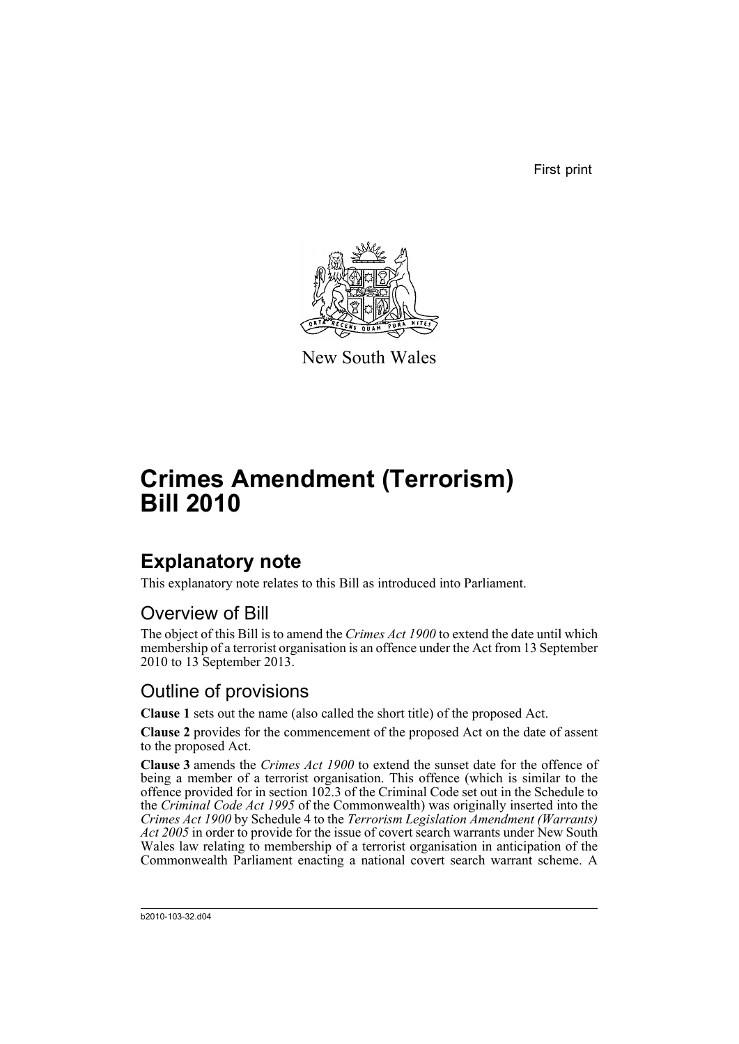First print

New South Wales

# Crimes Amendment (Terrorism) Bill 2010

## Explanatory note

This explanatory note relates to this Bill as introduced into Parliament.

### Overview of Bill

The object of this Bill is to amend the *Crimes Act 1900* to extend the date until which membership of a terrorist organisation is an offence under the Act from 13 September 2010 to 13 September 2013.

### Outline of provisions

**Clause 1** sets out the name (also called the short title) of the proposed Act.

**Clause 2** provides for the commencement of the proposed Act on the date of assent to the proposed Act.

**Clause 3** amends the *Crimes Act 1900* to extend the sunset date for the offence of being a member of a terrorist organisation. This offence (which is similar to the offence provided for in section 102.3 of the Criminal Code set out in the Schedule to the *Criminal Code Act 1995* of the Commonwealth) was originally inserted into the *Crimes Act 1900* by Schedule 4 to the *Terrorism Legislation Amendment (Warrants) Act 2005* in order to provide for the issue of covert search warrants under New South Wales law relating to membership of a terrorist organisation in anticipation of the Commonwealth Parliament enacting a national covert search warrant scheme. A

b2010-103-32.d04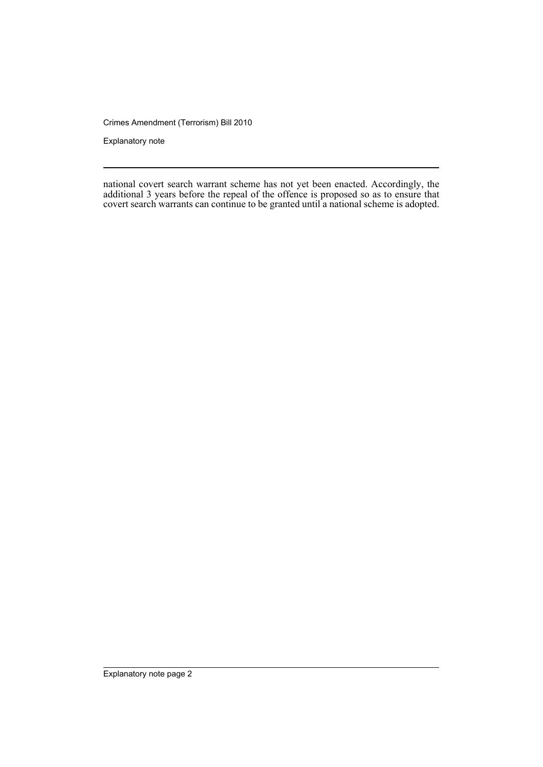national covert search warrant scheme has not yet been enacted. Accordingly, the additional 3 years before the repeal of the offence is proposed so as to ensure that covert search warrants can continue to be granted until a national scheme is adopted.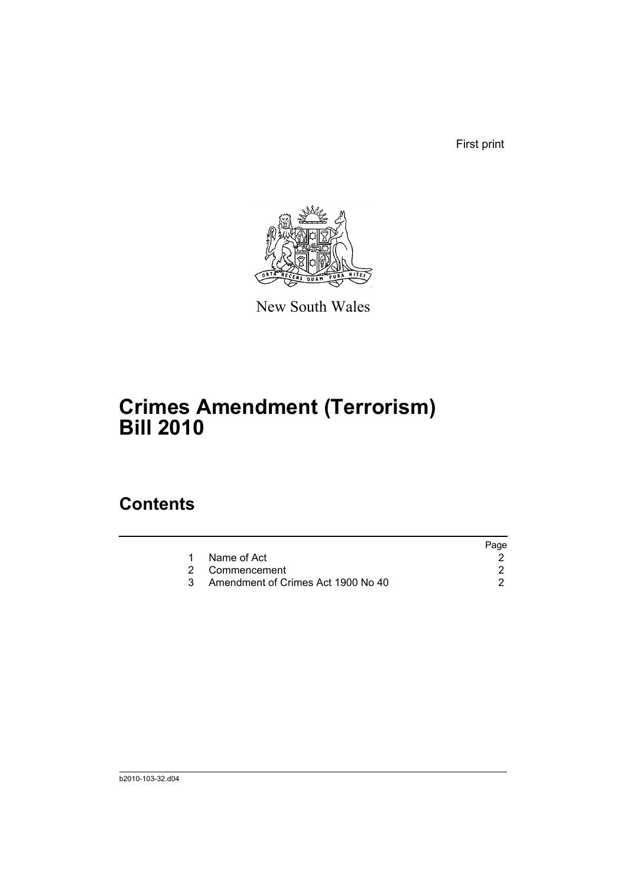First print

New South Wales

# Crimes Amendment (Terrorism) Bill 2010

## Contents

| | | Page |
|---|---|---|
| 1 | Name of Act | 2 |
| 2 | Commencement | 2 |
| 3 | Amendment of Crimes Act 1900 No 40 | 2 |

b2010-103-32.d04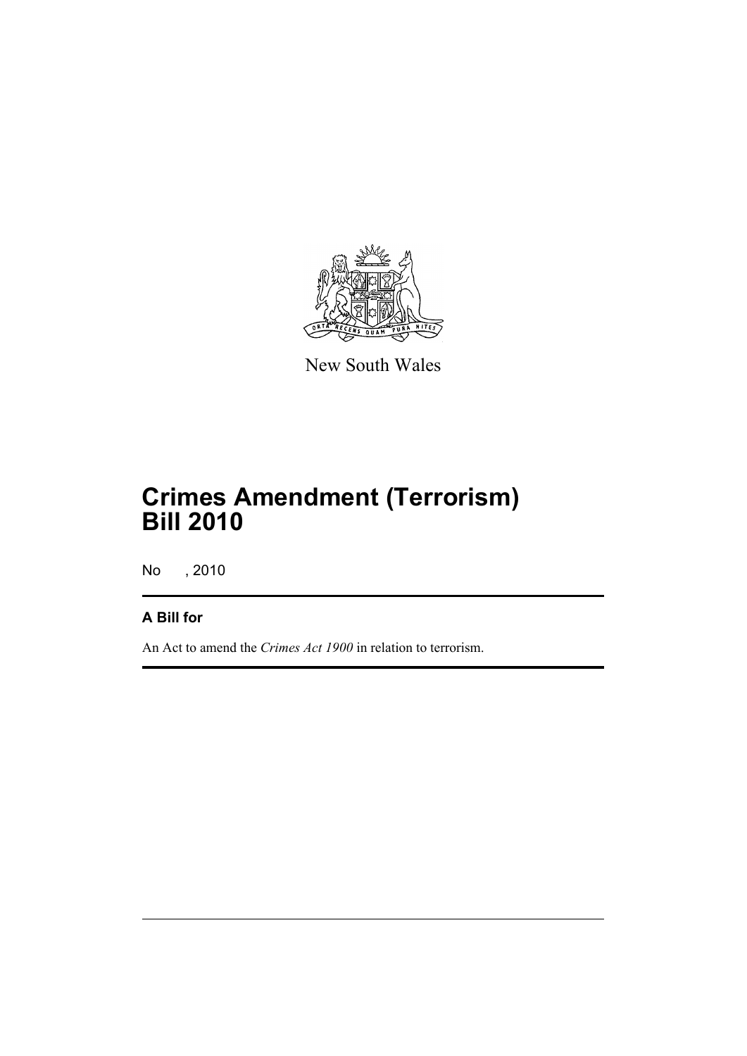New South Wales

# Crimes Amendment (Terrorism) Bill 2010

No , 2010

## A Bill for

An Act to amend the *Crimes Act 1900* in relation to terrorism.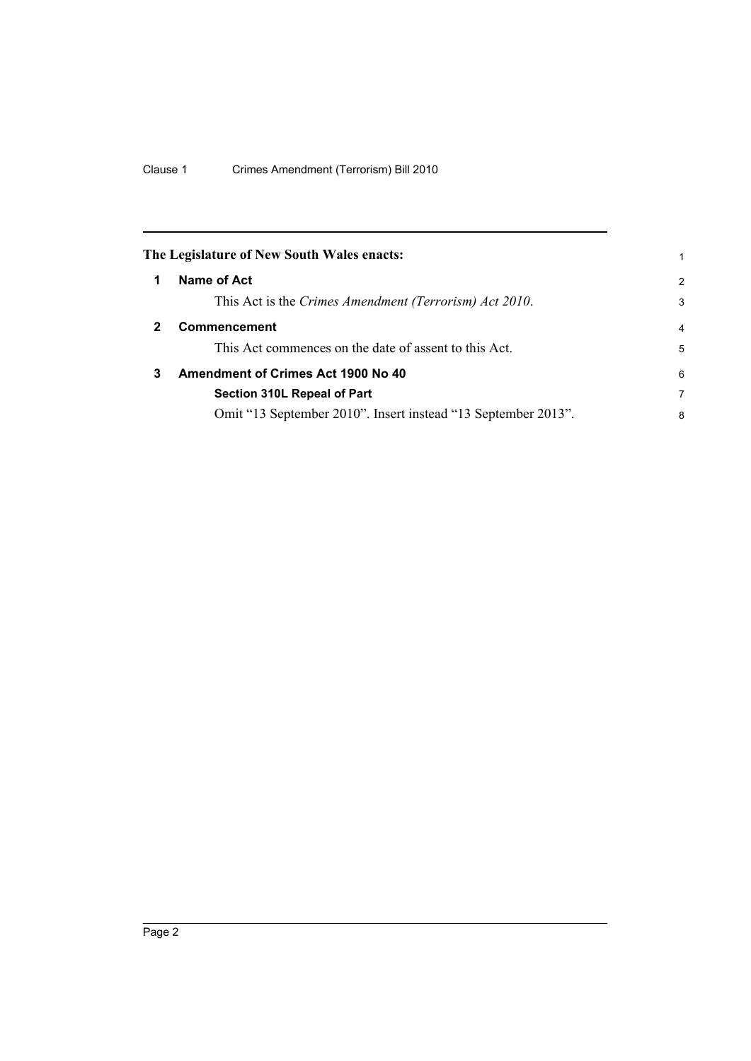The Legislature of New South Wales enacts:

## 1 Name of Act

This Act is the *Crimes Amendment (Terrorism) Act 2010*.

## 2 Commencement

This Act commences on the date of assent to this Act.

## 3 Amendment of Crimes Act 1900 No 40

### Section 310L Repeal of Part

Omit "13 September 2010". Insert instead "13 September 2013".